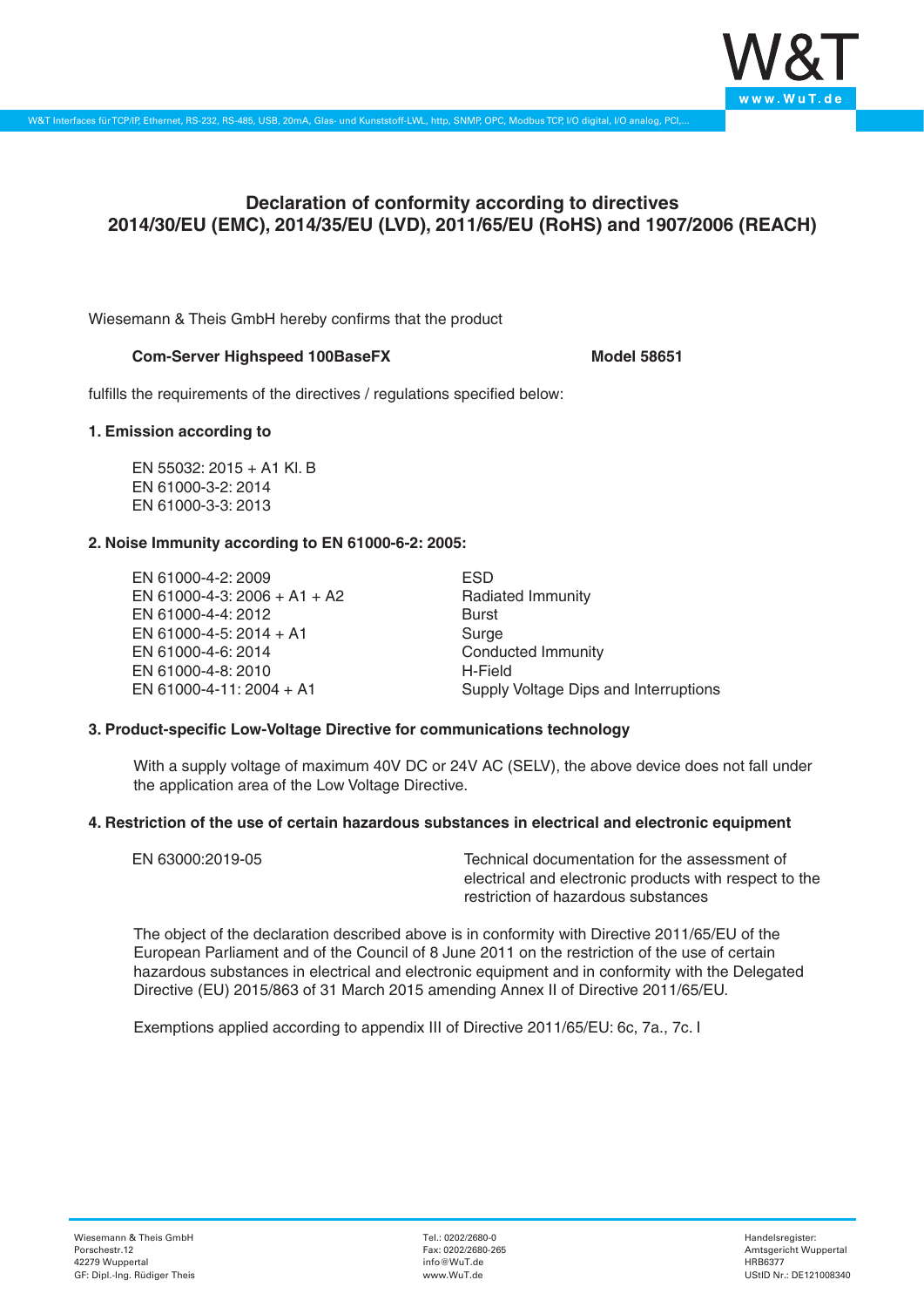# Declaration of conformity according to directives 2014/30/EU (EMC), 2014/35/EU (LVD), 2011/65/EU (RoHS) and 1907/2006 (REACH)

Wiesemann & Theis GmbH hereby confirms that the product

**Com-Server Highspeed 100BaseFX** **Model 58651**

fulfills the requirements of the directives / regulations specified below:

**1. Emission according to**

EN 55032: 2015 + A1 Kl. B
EN 61000-3-2: 2014
EN 61000-3-3: 2013

**2. Noise Immunity according to EN 61000-6-2: 2005:**

| | |
|---|---|
| EN 61000-4-2: 2009 | ESD |
| EN 61000-4-3: 2006 + A1 + A2 | Radiated Immunity |
| EN 61000-4-4: 2012 | Burst |
| EN 61000-4-5: 2014 + A1 | Surge |
| EN 61000-4-6: 2014 | Conducted Immunity |
| EN 61000-4-8: 2010 | H-Field |
| EN 61000-4-11: 2004 + A1 | Supply Voltage Dips and Interruptions |

**3. Product-specific Low-Voltage Directive for communications technology**

With a supply voltage of maximum 40V DC or 24V AC (SELV), the above device does not fall under the application area of the Low Voltage Directive.

**4. Restriction of the use of certain hazardous substances in electrical and electronic equipment**

| | |
|---|---|
| EN 63000:2019-05 | Technical documentation for the assessment of electrical and electronic products with respect to the restriction of hazardous substances |

The object of the declaration described above is in conformity with Directive 2011/65/EU of the European Parliament and of the Council of 8 June 2011 on the restriction of the use of certain hazardous substances in electrical and electronic equipment and in conformity with the Delegated Directive (EU) 2015/863 of 31 March 2015 amending Annex II of Directive 2011/65/EU.

Exemptions applied according to appendix III of Directive 2011/65/EU: 6c, 7a., 7c. I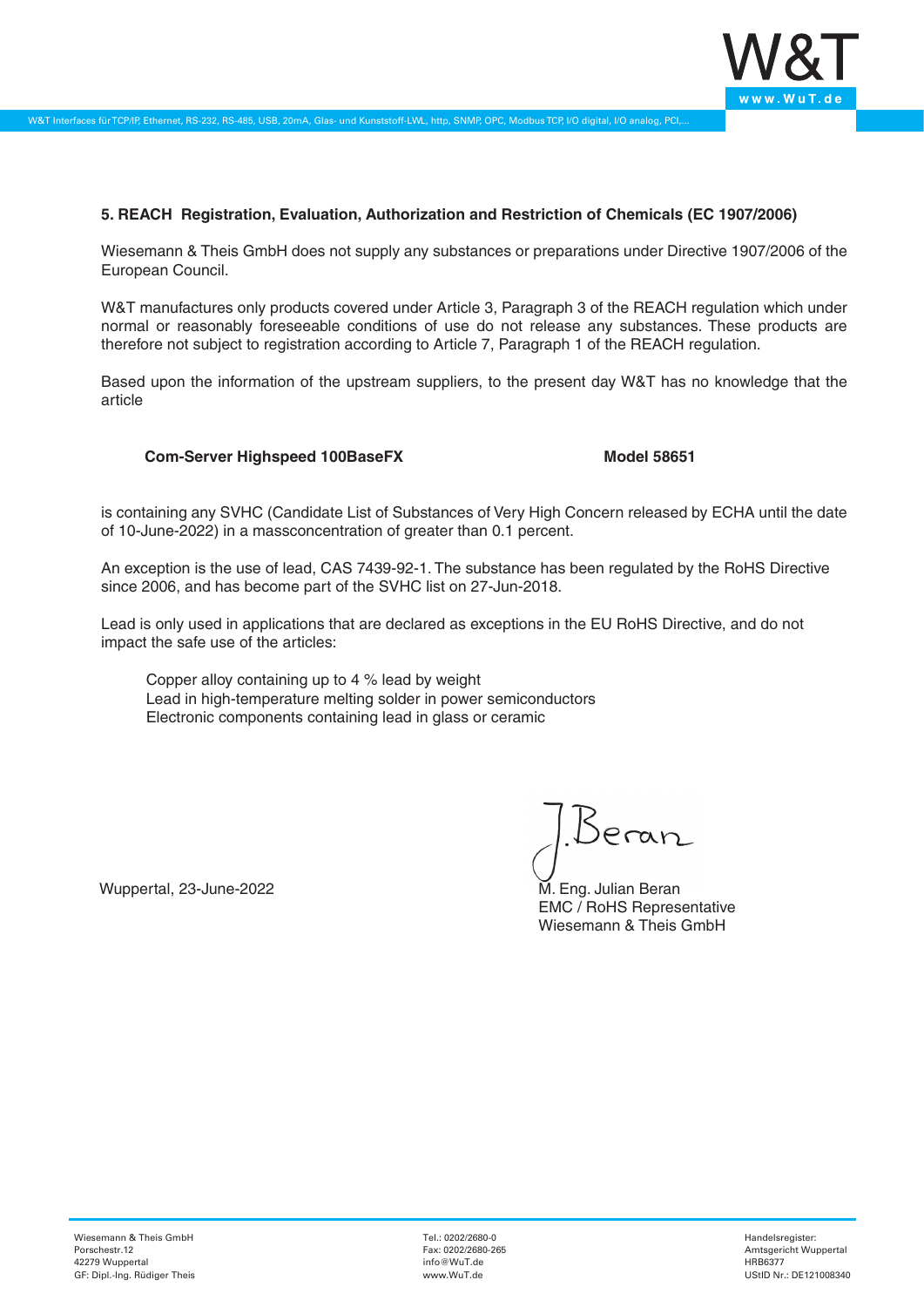### 5. REACH Registration, Evaluation, Authorization and Restriction of Chemicals (EC 1907/2006)

Wiesemann & Theis GmbH does not supply any substances or preparations under Directive 1907/2006 of the European Council.

W&T manufactures only products covered under Article 3, Paragraph 3 of the REACH regulation which under normal or reasonably foreseeable conditions of use do not release any substances. These products are therefore not subject to registration according to Article 7, Paragraph 1 of the REACH regulation.

Based upon the information of the upstream suppliers, to the present day W&T has no knowledge that the article

**Com-Server Highspeed 100BaseFX** **Model 58651**

is containing any SVHC (Candidate List of Substances of Very High Concern released by ECHA until the date of 10-June-2022) in a massconcentration of greater than 0.1 percent.

An exception is the use of lead, CAS 7439-92-1. The substance has been regulated by the RoHS Directive since 2006, and has become part of the SVHC list on 27-Jun-2018.

Lead is only used in applications that are declared as exceptions in the EU RoHS Directive, and do not impact the safe use of the articles:

Copper alloy containing up to 4 % lead by weight
Lead in high-temperature melting solder in power semiconductors
Electronic components containing lead in glass or ceramic

Wuppertal, 23-June-2022

J.Beran

M. Eng. Julian Beran
EMC / RoHS Representative
Wiesemann & Theis GmbH

Wiesemann & Theis GmbH
Porschestr.12
42279 Wuppertal
GF: Dipl.-Ing. Rüdiger Theis

Tel.: 0202/2680-0
Fax: 0202/2680-265
info@WuT.de
www.WuT.de

Handelsregister:
Amtsgericht Wuppertal
HRB6377
UStID Nr.: DE121008340